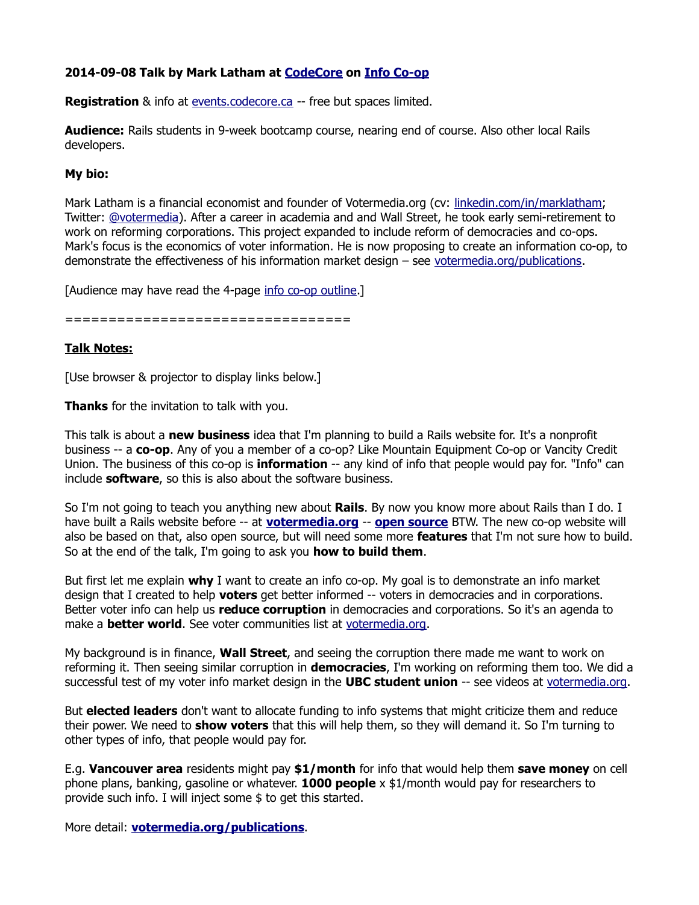**2014-09-08 Talk by Mark Latham at CodeCore on Info Co-op**

**Registration** & info at events.codecore.ca -- free but spaces limited.

**Audience:** Rails students in 9-week bootcamp course, nearing end of course. Also other local Rails developers.

**My bio:**

Mark Latham is a financial economist and founder of Votermedia.org (cv: linkedin.com/in/marklatham; Twitter: @votermedia). After a career in academia and and Wall Street, he took early semi-retirement to work on reforming corporations. This project expanded to include reform of democracies and co-ops. Mark's focus is the economics of voter information. He is now proposing to create an information co-op, to demonstrate the effectiveness of his information market design – see votermedia.org/publications.

[Audience may have read the 4-page info co-op outline.]

================================

**Talk Notes:**

[Use browser & projector to display links below.]

**Thanks** for the invitation to talk with you.

This talk is about a **new business** idea that I'm planning to build a Rails website for. It's a nonprofit business -- a **co-op**. Any of you a member of a co-op? Like Mountain Equipment Co-op or Vancity Credit Union. The business of this co-op is **information** -- any kind of info that people would pay for. "Info" can include **software**, so this is also about the software business.

So I'm not going to teach you anything new about **Rails**. By now you know more about Rails than I do. I have built a Rails website before -- at **votermedia.org** -- **open source** BTW. The new co-op website will also be based on that, also open source, but will need some more **features** that I'm not sure how to build. So at the end of the talk, I'm going to ask you **how to build them**.

But first let me explain **why** I want to create an info co-op. My goal is to demonstrate an info market design that I created to help **voters** get better informed -- voters in democracies and in corporations. Better voter info can help us **reduce corruption** in democracies and corporations. So it's an agenda to make a **better world**. See voter communities list at votermedia.org.

My background is in finance, **Wall Street**, and seeing the corruption there made me want to work on reforming it. Then seeing similar corruption in **democracies**, I'm working on reforming them too. We did a successful test of my voter info market design in the **UBC student union** -- see videos at votermedia.org.

But **elected leaders** don't want to allocate funding to info systems that might criticize them and reduce their power. We need to **show voters** that this will help them, so they will demand it. So I'm turning to other types of info, that people would pay for.

E.g. **Vancouver area** residents might pay **$1/month** for info that would help them **save money** on cell phone plans, banking, gasoline or whatever. **1000 people** x $1/month would pay for researchers to provide such info. I will inject some $ to get this started.

More detail: **votermedia.org/publications**.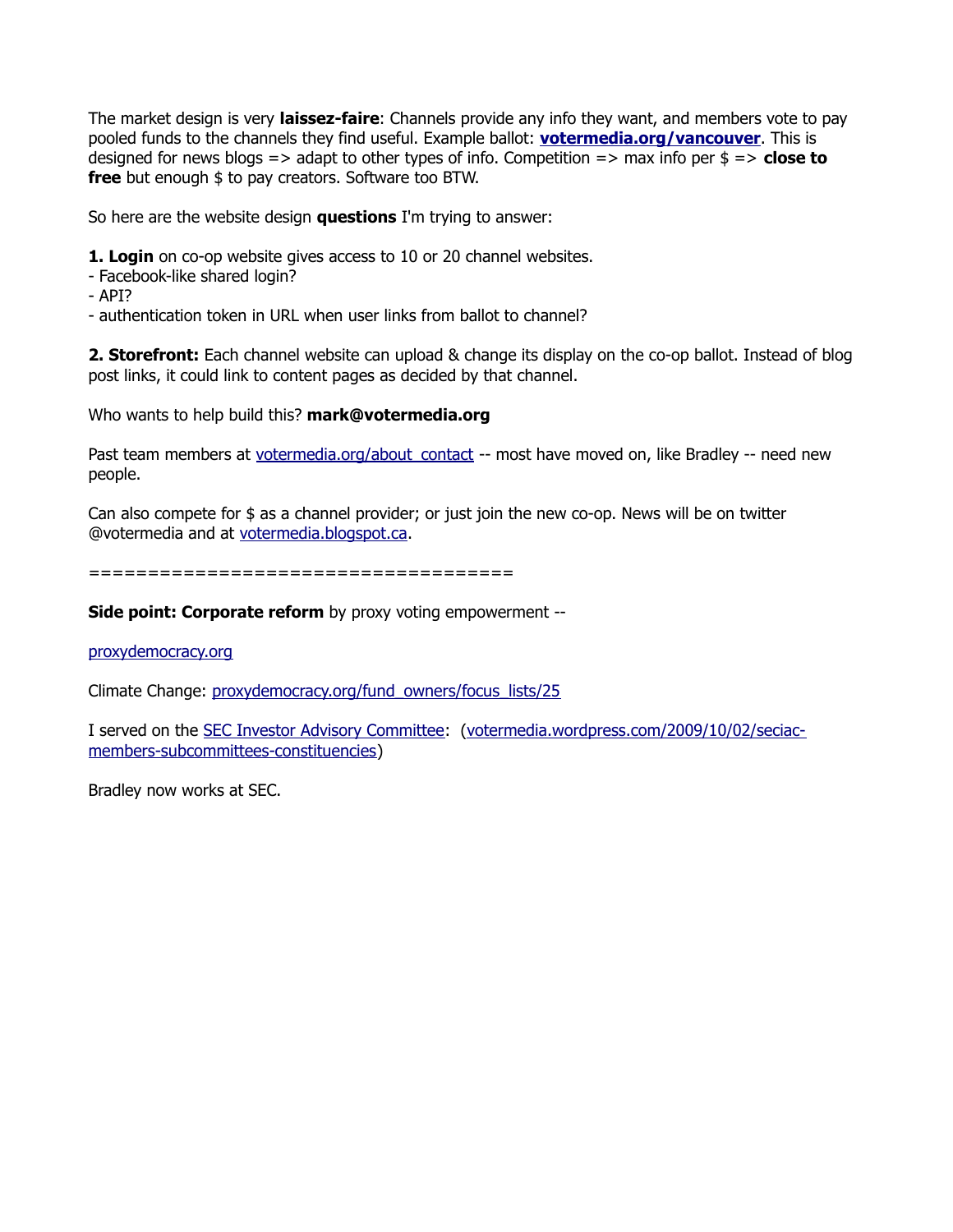The market design is very **laissez-faire**: Channels provide any info they want, and members vote to pay pooled funds to the channels they find useful. Example ballot: **[votermedia.org/vancouver](votermedia.org/vancouver)**. This is designed for news blogs => adapt to other types of info. Competition => max info per $ => **close to free** but enough $ to pay creators. Software too BTW.

So here are the website design **questions** I'm trying to answer:

**1. Login** on co-op website gives access to 10 or 20 channel websites.
- Facebook-like shared login?
- API?
- authentication token in URL when user links from ballot to channel?

**2. Storefront:** Each channel website can upload & change its display on the co-op ballot. Instead of blog post links, it could link to content pages as decided by that channel.

Who wants to help build this? **mark@votermedia.org**

Past team members at [votermedia.org/about_contact](votermedia.org/about_contact) -- most have moved on, like Bradley -- need new people.

Can also compete for $ as a channel provider; or just join the new co-op. News will be on twitter @votermedia and at [votermedia.blogspot.ca](votermedia.blogspot.ca).

===================================

**Side point: Corporate reform** by proxy voting empowerment --

[proxydemocracy.org](proxydemocracy.org)

Climate Change: [proxydemocracy.org/fund_owners/focus_lists/25](proxydemocracy.org/fund_owners/focus_lists/25)

I served on the SEC Investor Advisory Committee: ([votermedia.wordpress.com/2009/10/02/seciac-members-subcommittees-constituencies](votermedia.wordpress.com/2009/10/02/seciac-members-subcommittees-constituencies))

Bradley now works at SEC.